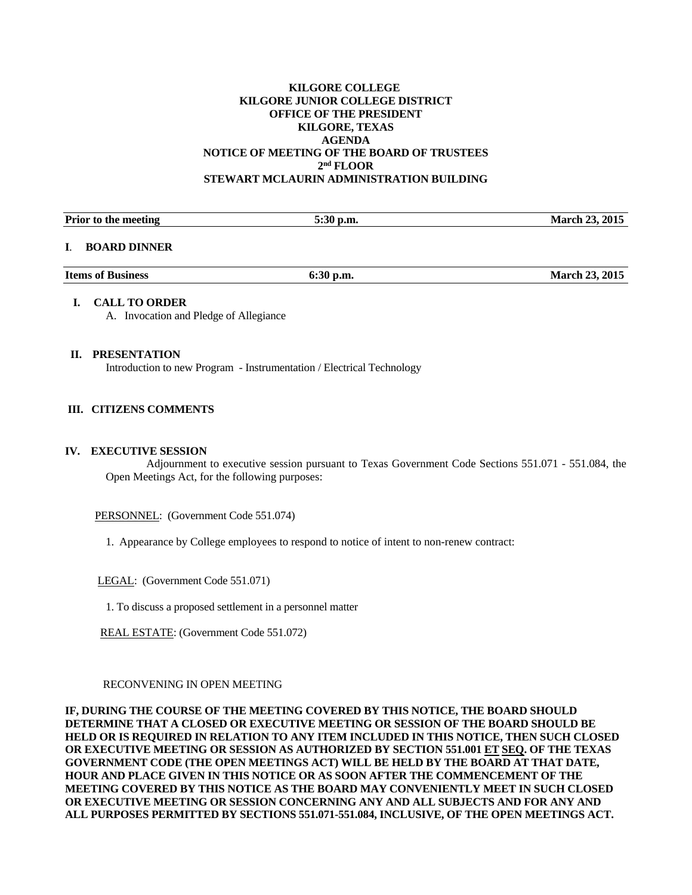**KILGORE COLLEGE**
**KILGORE JUNIOR COLLEGE DISTRICT**
**OFFICE OF THE PRESIDENT**
**KILGORE, TEXAS**
**AGENDA**
**NOTICE OF MEETING OF THE BOARD OF TRUSTEES**
**2nd FLOOR**
**STEWART MCLAURIN ADMINISTRATION BUILDING**

| Prior to the meeting | 5:30 p.m. | March 23, 2015 |
|---|---|---|

**I. BOARD DINNER**

| Items of Business | 6:30 p.m. | March 23, 2015 |
|---|---|---|

**I. CALL TO ORDER**

A. Invocation and Pledge of Allegiance

**II. PRESENTATION**

Introduction to new Program - Instrumentation / Electrical Technology

**III. CITIZENS COMMENTS**

**IV. EXECUTIVE SESSION**

Adjournment to executive session pursuant to Texas Government Code Sections 551.071 - 551.084, the Open Meetings Act, for the following purposes:

PERSONNEL: (Government Code 551.074)

1. Appearance by College employees to respond to notice of intent to non-renew contract:

LEGAL: (Government Code 551.071)

1. To discuss a proposed settlement in a personnel matter

REAL ESTATE: (Government Code 551.072)

RECONVENING IN OPEN MEETING

**IF, DURING THE COURSE OF THE MEETING COVERED BY THIS NOTICE, THE BOARD SHOULD DETERMINE THAT A CLOSED OR EXECUTIVE MEETING OR SESSION OF THE BOARD SHOULD BE HELD OR IS REQUIRED IN RELATION TO ANY ITEM INCLUDED IN THIS NOTICE, THEN SUCH CLOSED OR EXECUTIVE MEETING OR SESSION AS AUTHORIZED BY SECTION 551.001 ET SEQ. OF THE TEXAS GOVERNMENT CODE (THE OPEN MEETINGS ACT) WILL BE HELD BY THE BOARD AT THAT DATE, HOUR AND PLACE GIVEN IN THIS NOTICE OR AS SOON AFTER THE COMMENCEMENT OF THE MEETING COVERED BY THIS NOTICE AS THE BOARD MAY CONVENIENTLY MEET IN SUCH CLOSED OR EXECUTIVE MEETING OR SESSION CONCERNING ANY AND ALL SUBJECTS AND FOR ANY AND ALL PURPOSES PERMITTED BY SECTIONS 551.071-551.084, INCLUSIVE, OF THE OPEN MEETINGS ACT.**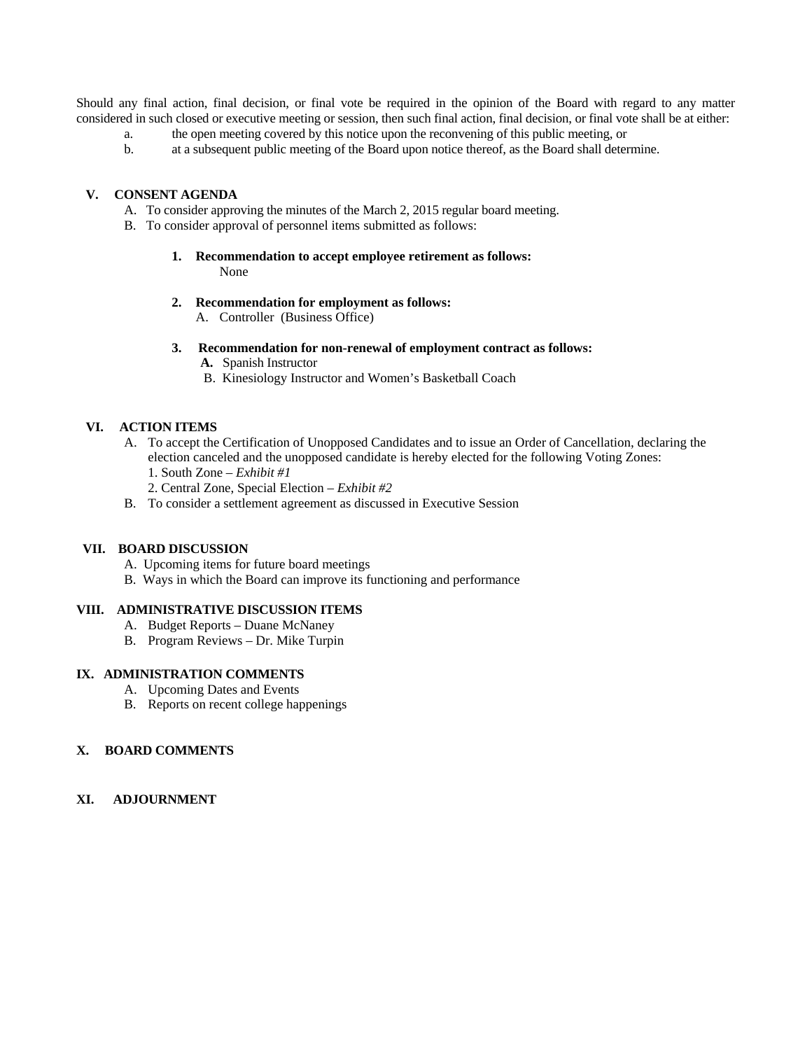Should any final action, final decision, or final vote be required in the opinion of the Board with regard to any matter considered in such closed or executive meeting or session, then such final action, final decision, or final vote shall be at either:

a. the open meeting covered by this notice upon the reconvening of this public meeting, or
b. at a subsequent public meeting of the Board upon notice thereof, as the Board shall determine.

## V. CONSENT AGENDA

A. To consider approving the minutes of the March 2, 2015 regular board meeting.
B. To consider approval of personnel items submitted as follows:

**1. Recommendation to accept employee retirement as follows:**
None

**2. Recommendation for employment as follows:**
A. Controller (Business Office)

**3. Recommendation for non-renewal of employment contract as follows:**
**A.** Spanish Instructor
B. Kinesiology Instructor and Women's Basketball Coach

## VI. ACTION ITEMS

A. To accept the Certification of Unopposed Candidates and to issue an Order of Cancellation, declaring the election canceled and the unopposed candidate is hereby elected for the following Voting Zones:
1. South Zone – *Exhibit #1*
2. Central Zone, Special Election – *Exhibit #2*
B. To consider a settlement agreement as discussed in Executive Session

## VII. BOARD DISCUSSION

A. Upcoming items for future board meetings
B. Ways in which the Board can improve its functioning and performance

## VIII. ADMINISTRATIVE DISCUSSION ITEMS

A. Budget Reports – Duane McNaney
B. Program Reviews – Dr. Mike Turpin

## IX. ADMINISTRATION COMMENTS

A. Upcoming Dates and Events
B. Reports on recent college happenings

## X. BOARD COMMENTS

## XI. ADJOURNMENT